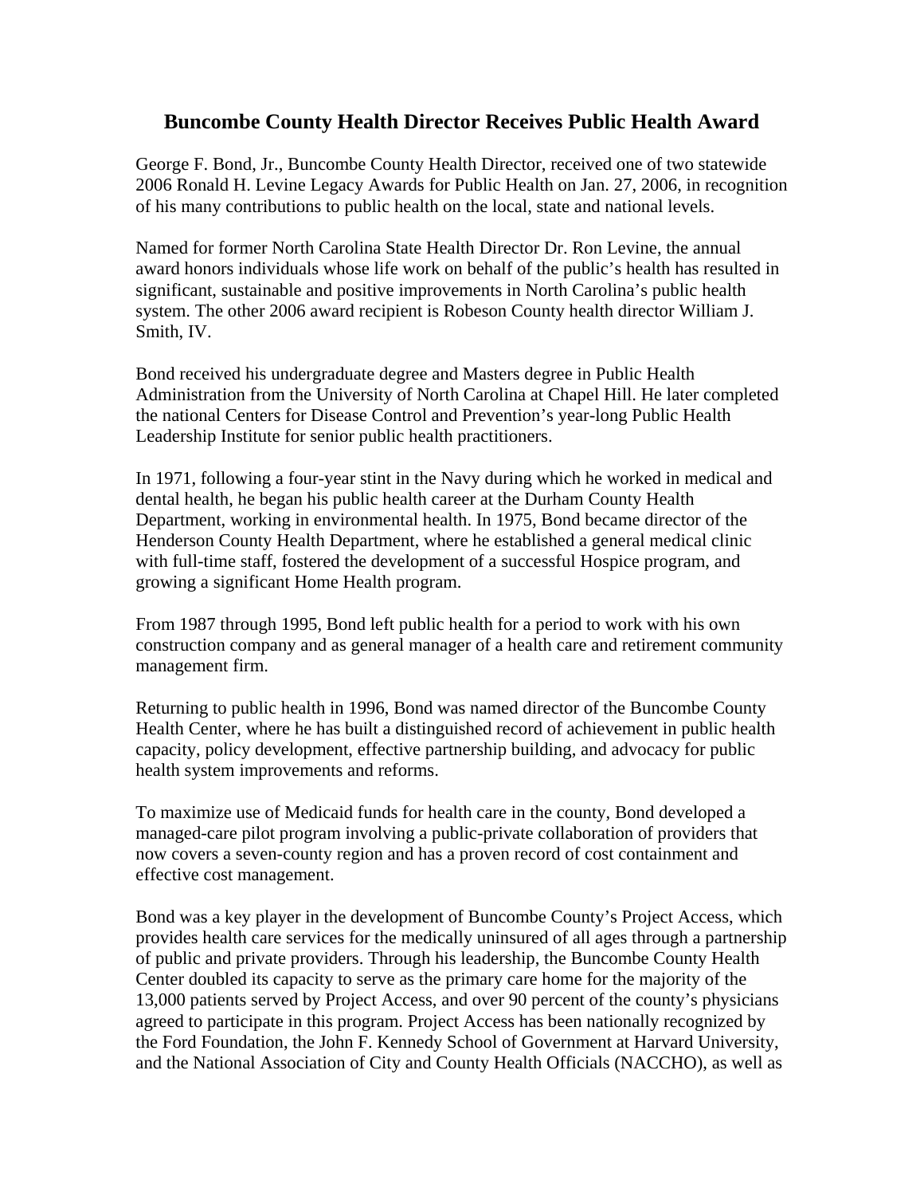# Buncombe County Health Director Receives Public Health Award

George F. Bond, Jr., Buncombe County Health Director, received one of two statewide 2006 Ronald H. Levine Legacy Awards for Public Health on Jan. 27, 2006, in recognition of his many contributions to public health on the local, state and national levels.

Named for former North Carolina State Health Director Dr. Ron Levine, the annual award honors individuals whose life work on behalf of the public's health has resulted in significant, sustainable and positive improvements in North Carolina's public health system. The other 2006 award recipient is Robeson County health director William J. Smith, IV.

Bond received his undergraduate degree and Masters degree in Public Health Administration from the University of North Carolina at Chapel Hill. He later completed the national Centers for Disease Control and Prevention's year-long Public Health Leadership Institute for senior public health practitioners.

In 1971, following a four-year stint in the Navy during which he worked in medical and dental health, he began his public health career at the Durham County Health Department, working in environmental health. In 1975, Bond became director of the Henderson County Health Department, where he established a general medical clinic with full-time staff, fostered the development of a successful Hospice program, and growing a significant Home Health program.

From 1987 through 1995, Bond left public health for a period to work with his own construction company and as general manager of a health care and retirement community management firm.

Returning to public health in 1996, Bond was named director of the Buncombe County Health Center, where he has built a distinguished record of achievement in public health capacity, policy development, effective partnership building, and advocacy for public health system improvements and reforms.

To maximize use of Medicaid funds for health care in the county, Bond developed a managed-care pilot program involving a public-private collaboration of providers that now covers a seven-county region and has a proven record of cost containment and effective cost management.

Bond was a key player in the development of Buncombe County's Project Access, which provides health care services for the medically uninsured of all ages through a partnership of public and private providers. Through his leadership, the Buncombe County Health Center doubled its capacity to serve as the primary care home for the majority of the 13,000 patients served by Project Access, and over 90 percent of the county's physicians agreed to participate in this program. Project Access has been nationally recognized by the Ford Foundation, the John F. Kennedy School of Government at Harvard University, and the National Association of City and County Health Officials (NACCHO), as well as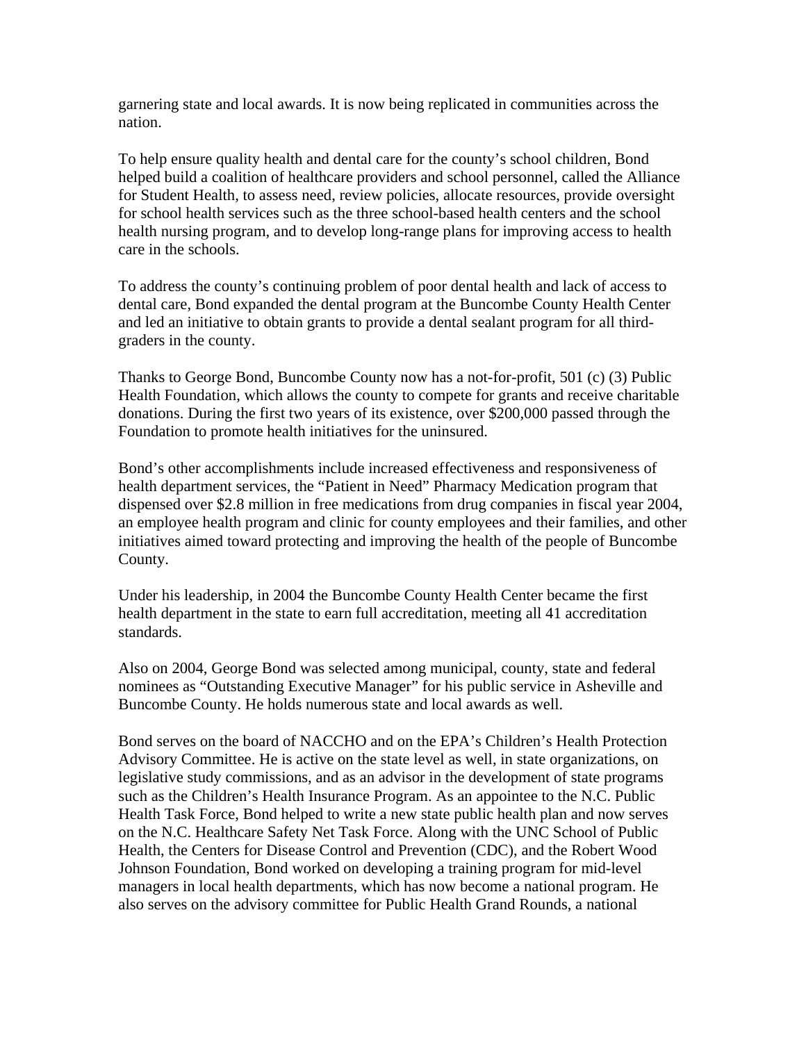garnering state and local awards. It is now being replicated in communities across the nation.

To help ensure quality health and dental care for the county's school children, Bond helped build a coalition of healthcare providers and school personnel, called the Alliance for Student Health, to assess need, review policies, allocate resources, provide oversight for school health services such as the three school-based health centers and the school health nursing program, and to develop long-range plans for improving access to health care in the schools.

To address the county's continuing problem of poor dental health and lack of access to dental care, Bond expanded the dental program at the Buncombe County Health Center and led an initiative to obtain grants to provide a dental sealant program for all third-graders in the county.

Thanks to George Bond, Buncombe County now has a not-for-profit, 501 (c) (3) Public Health Foundation, which allows the county to compete for grants and receive charitable donations. During the first two years of its existence, over $200,000 passed through the Foundation to promote health initiatives for the uninsured.

Bond's other accomplishments include increased effectiveness and responsiveness of health department services, the "Patient in Need" Pharmacy Medication program that dispensed over $2.8 million in free medications from drug companies in fiscal year 2004, an employee health program and clinic for county employees and their families, and other initiatives aimed toward protecting and improving the health of the people of Buncombe County.

Under his leadership, in 2004 the Buncombe County Health Center became the first health department in the state to earn full accreditation, meeting all 41 accreditation standards.

Also on 2004, George Bond was selected among municipal, county, state and federal nominees as "Outstanding Executive Manager" for his public service in Asheville and Buncombe County. He holds numerous state and local awards as well.

Bond serves on the board of NACCHO and on the EPA's Children's Health Protection Advisory Committee. He is active on the state level as well, in state organizations, on legislative study commissions, and as an advisor in the development of state programs such as the Children's Health Insurance Program. As an appointee to the N.C. Public Health Task Force, Bond helped to write a new state public health plan and now serves on the N.C. Healthcare Safety Net Task Force. Along with the UNC School of Public Health, the Centers for Disease Control and Prevention (CDC), and the Robert Wood Johnson Foundation, Bond worked on developing a training program for mid-level managers in local health departments, which has now become a national program. He also serves on the advisory committee for Public Health Grand Rounds, a national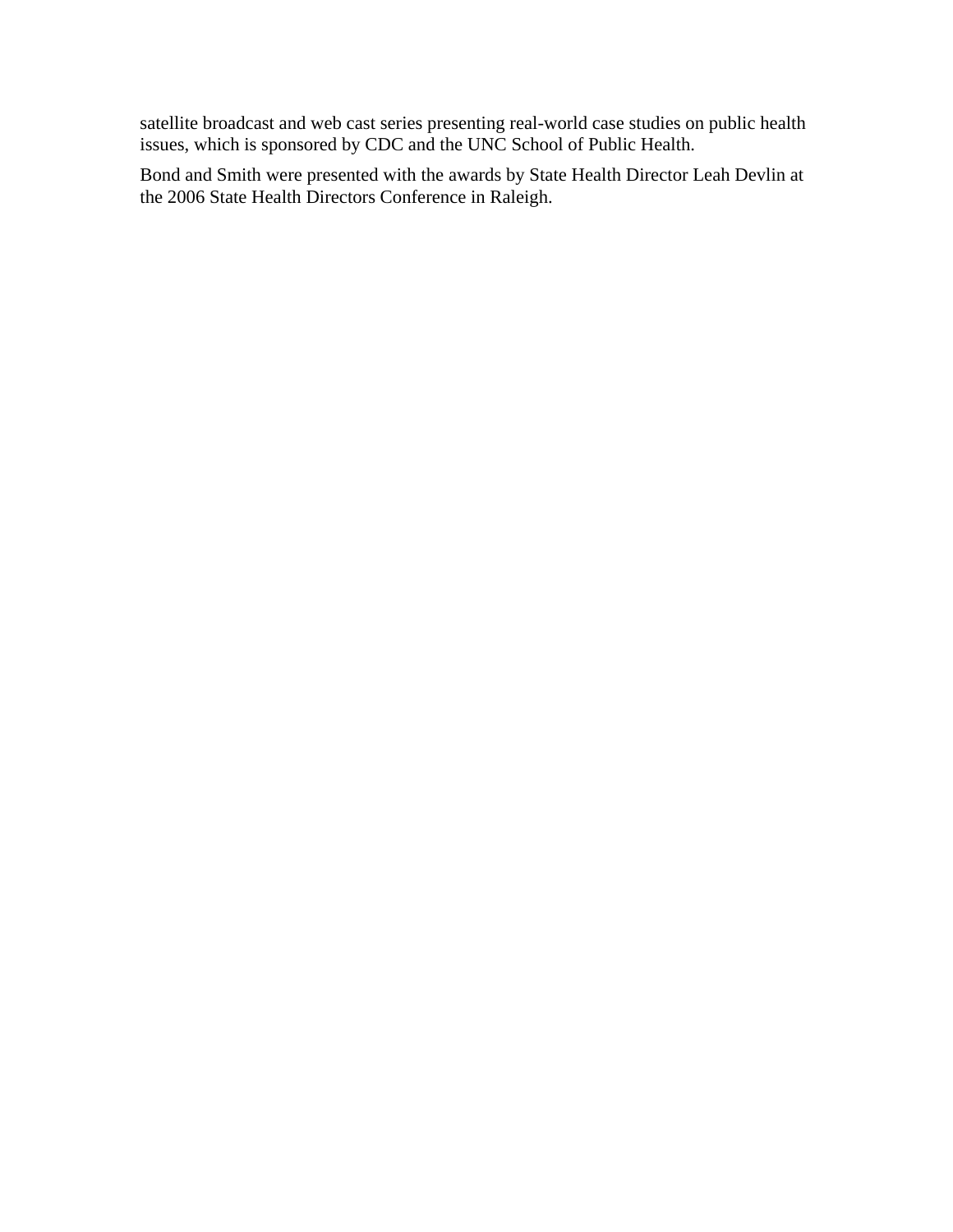satellite broadcast and web cast series presenting real-world case studies on public health issues, which is sponsored by CDC and the UNC School of Public Health.

Bond and Smith were presented with the awards by State Health Director Leah Devlin at the 2006 State Health Directors Conference in Raleigh.